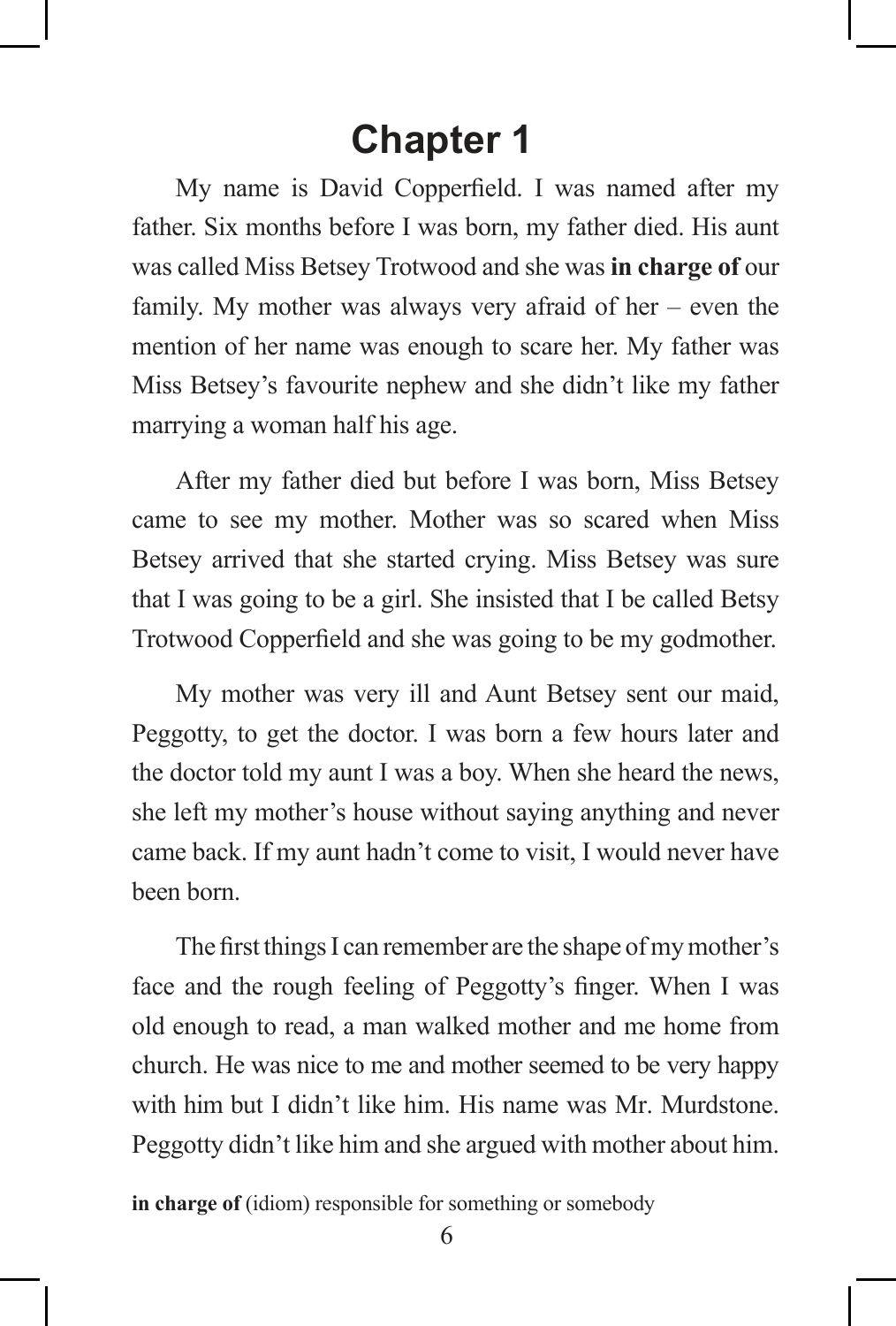# Chapter 1

My name is David Copperfield. I was named after my father. Six months before I was born, my father died. His aunt was called Miss Betsey Trotwood and she was **in charge of** our family. My mother was always very afraid of her – even the mention of her name was enough to scare her. My father was Miss Betsey's favourite nephew and she didn't like my father marrying a woman half his age.

After my father died but before I was born, Miss Betsey came to see my mother. Mother was so scared when Miss Betsey arrived that she started crying. Miss Betsey was sure that I was going to be a girl. She insisted that I be called Betsy Trotwood Copperfield and she was going to be my godmother.

My mother was very ill and Aunt Betsey sent our maid, Peggotty, to get the doctor. I was born a few hours later and the doctor told my aunt I was a boy. When she heard the news, she left my mother's house without saying anything and never came back. If my aunt hadn't come to visit, I would never have been born.

The first things I can remember are the shape of my mother's face and the rough feeling of Peggotty's finger. When I was old enough to read, a man walked mother and me home from church. He was nice to me and mother seemed to be very happy with him but I didn't like him. His name was Mr. Murdstone. Peggotty didn't like him and she argued with mother about him.

**in charge of** (idiom) responsible for something or somebody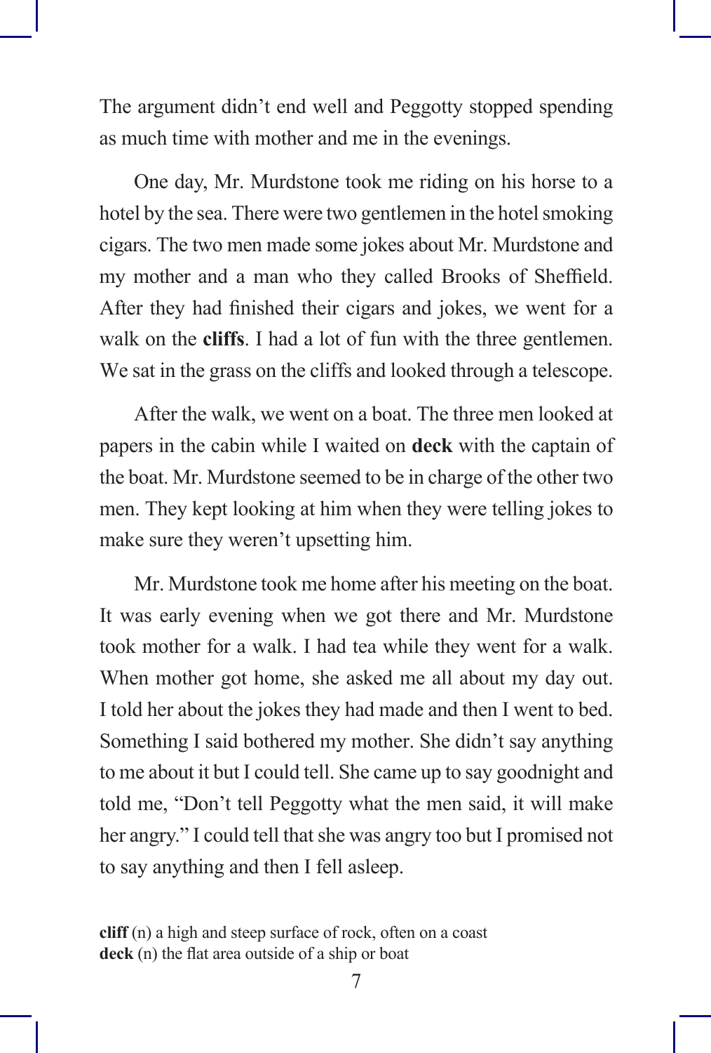The argument didn't end well and Peggotty stopped spending as much time with mother and me in the evenings.

One day, Mr. Murdstone took me riding on his horse to a hotel by the sea. There were two gentlemen in the hotel smoking cigars. The two men made some jokes about Mr. Murdstone and my mother and a man who they called Brooks of Sheffield. After they had finished their cigars and jokes, we went for a walk on the **cliffs**. I had a lot of fun with the three gentlemen. We sat in the grass on the cliffs and looked through a telescope.

After the walk, we went on a boat. The three men looked at papers in the cabin while I waited on **deck** with the captain of the boat. Mr. Murdstone seemed to be in charge of the other two men. They kept looking at him when they were telling jokes to make sure they weren't upsetting him.

Mr. Murdstone took me home after his meeting on the boat. It was early evening when we got there and Mr. Murdstone took mother for a walk. I had tea while they went for a walk. When mother got home, she asked me all about my day out. I told her about the jokes they had made and then I went to bed. Something I said bothered my mother. She didn't say anything to me about it but I could tell. She came up to say goodnight and told me, "Don't tell Peggotty what the men said, it will make her angry." I could tell that she was angry too but I promised not to say anything and then I fell asleep.

**cliff** (n) a high and steep surface of rock, often on a coast
**deck** (n) the flat area outside of a ship or boat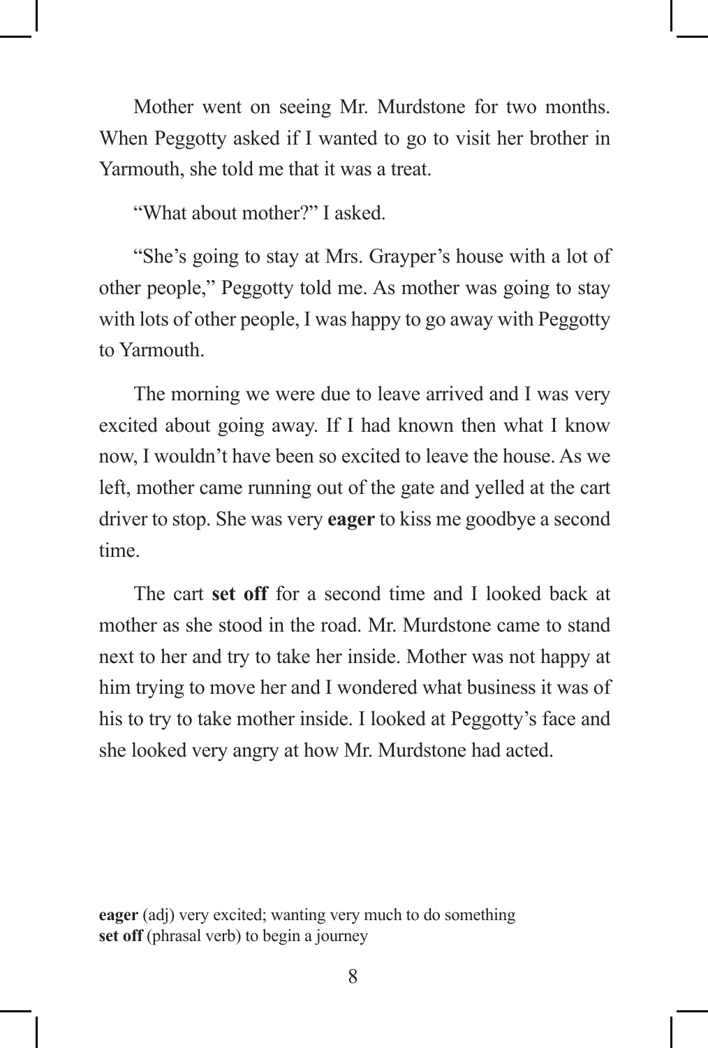Mother went on seeing Mr. Murdstone for two months. When Peggotty asked if I wanted to go to visit her brother in Yarmouth, she told me that it was a treat.

"What about mother?" I asked.

"She's going to stay at Mrs. Grayper's house with a lot of other people," Peggotty told me. As mother was going to stay with lots of other people, I was happy to go away with Peggotty to Yarmouth.

The morning we were due to leave arrived and I was very excited about going away. If I had known then what I know now, I wouldn't have been so excited to leave the house. As we left, mother came running out of the gate and yelled at the cart driver to stop. She was very **eager** to kiss me goodbye a second time.

The cart **set off** for a second time and I looked back at mother as she stood in the road. Mr. Murdstone came to stand next to her and try to take her inside. Mother was not happy at him trying to move her and I wondered what business it was of his to try to take mother inside. I looked at Peggotty's face and she looked very angry at how Mr. Murdstone had acted.

**eager** (adj) very excited; wanting very much to do something
**set off** (phrasal verb) to begin a journey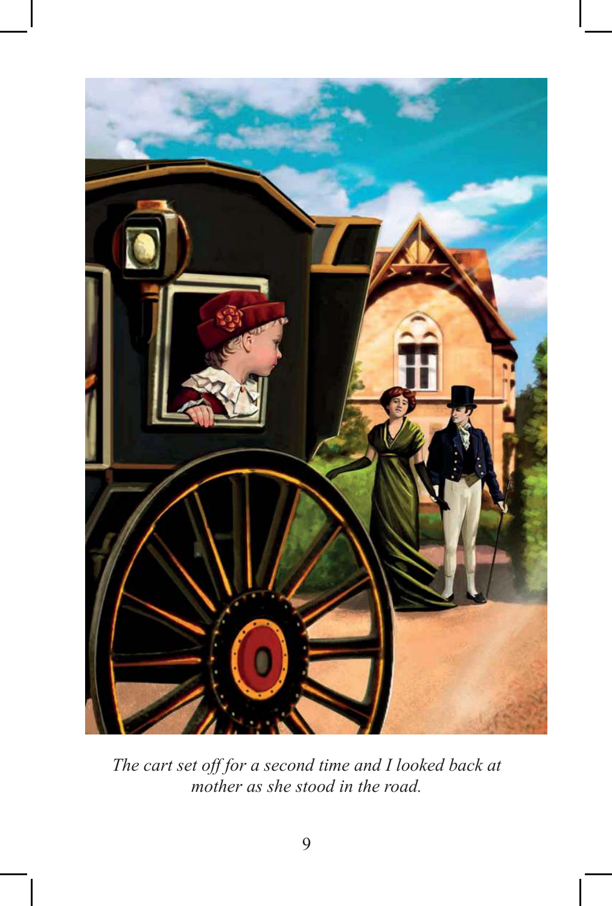*The cart set off for a second time and I looked back at mother as she stood in the road.*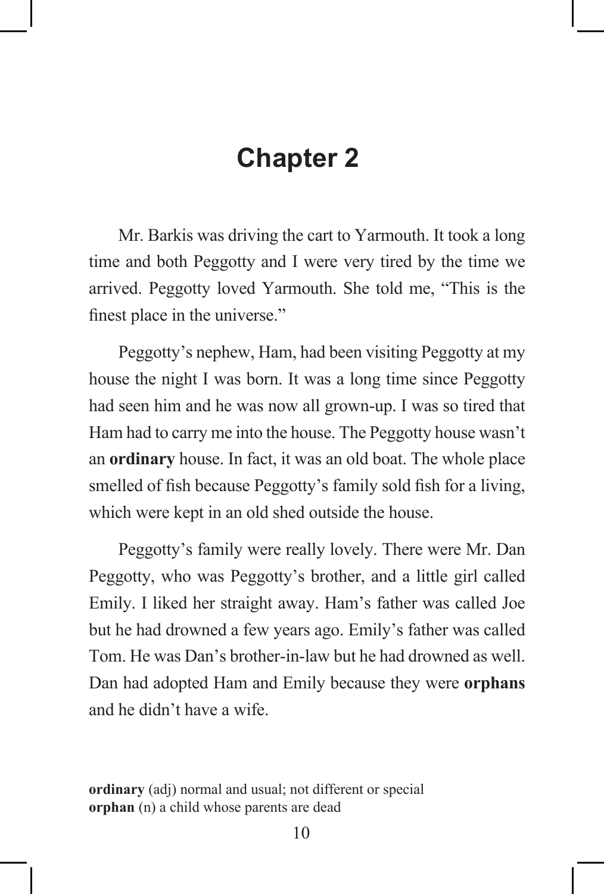# Chapter 2

Mr. Barkis was driving the cart to Yarmouth. It took a long time and both Peggotty and I were very tired by the time we arrived. Peggotty loved Yarmouth. She told me, "This is the finest place in the universe."

Peggotty's nephew, Ham, had been visiting Peggotty at my house the night I was born. It was a long time since Peggotty had seen him and he was now all grown-up. I was so tired that Ham had to carry me into the house. The Peggotty house wasn't an **ordinary** house. In fact, it was an old boat. The whole place smelled of fish because Peggotty's family sold fish for a living, which were kept in an old shed outside the house.

Peggotty's family were really lovely. There were Mr. Dan Peggotty, who was Peggotty's brother, and a little girl called Emily. I liked her straight away. Ham's father was called Joe but he had drowned a few years ago. Emily's father was called Tom. He was Dan's brother-in-law but he had drowned as well. Dan had adopted Ham and Emily because they were **orphans** and he didn't have a wife.

**ordinary** (adj) normal and usual; not different or special
**orphan** (n) a child whose parents are dead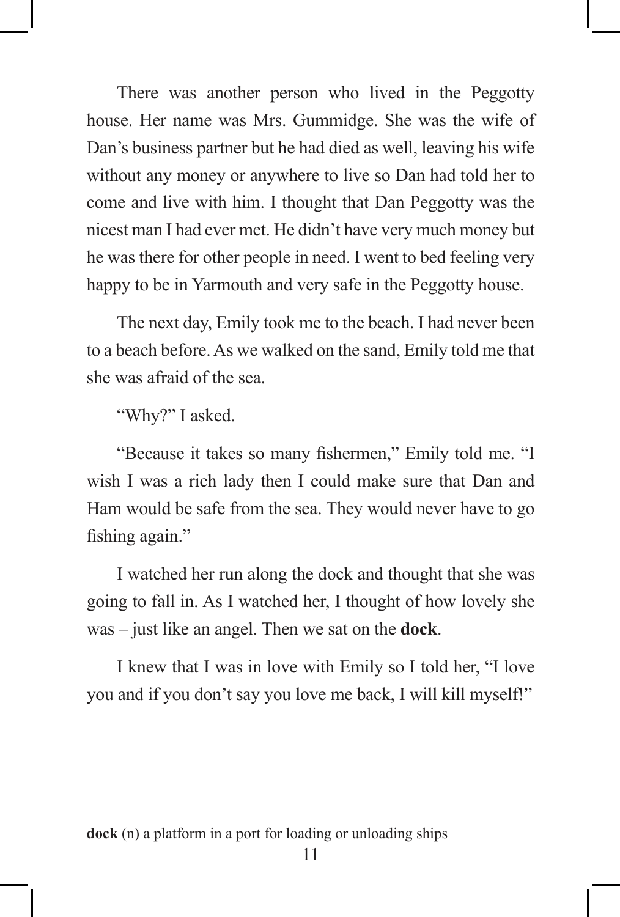There was another person who lived in the Peggotty house. Her name was Mrs. Gummidge. She was the wife of Dan's business partner but he had died as well, leaving his wife without any money or anywhere to live so Dan had told her to come and live with him. I thought that Dan Peggotty was the nicest man I had ever met. He didn't have very much money but he was there for other people in need. I went to bed feeling very happy to be in Yarmouth and very safe in the Peggotty house.

The next day, Emily took me to the beach. I had never been to a beach before. As we walked on the sand, Emily told me that she was afraid of the sea.

"Why?" I asked.

"Because it takes so many fishermen," Emily told me. "I wish I was a rich lady then I could make sure that Dan and Ham would be safe from the sea. They would never have to go fishing again."

I watched her run along the dock and thought that she was going to fall in. As I watched her, I thought of how lovely she was – just like an angel. Then we sat on the **dock**.

I knew that I was in love with Emily so I told her, "I love you and if you don't say you love me back, I will kill myself!"

**dock** (n) a platform in a port for loading or unloading ships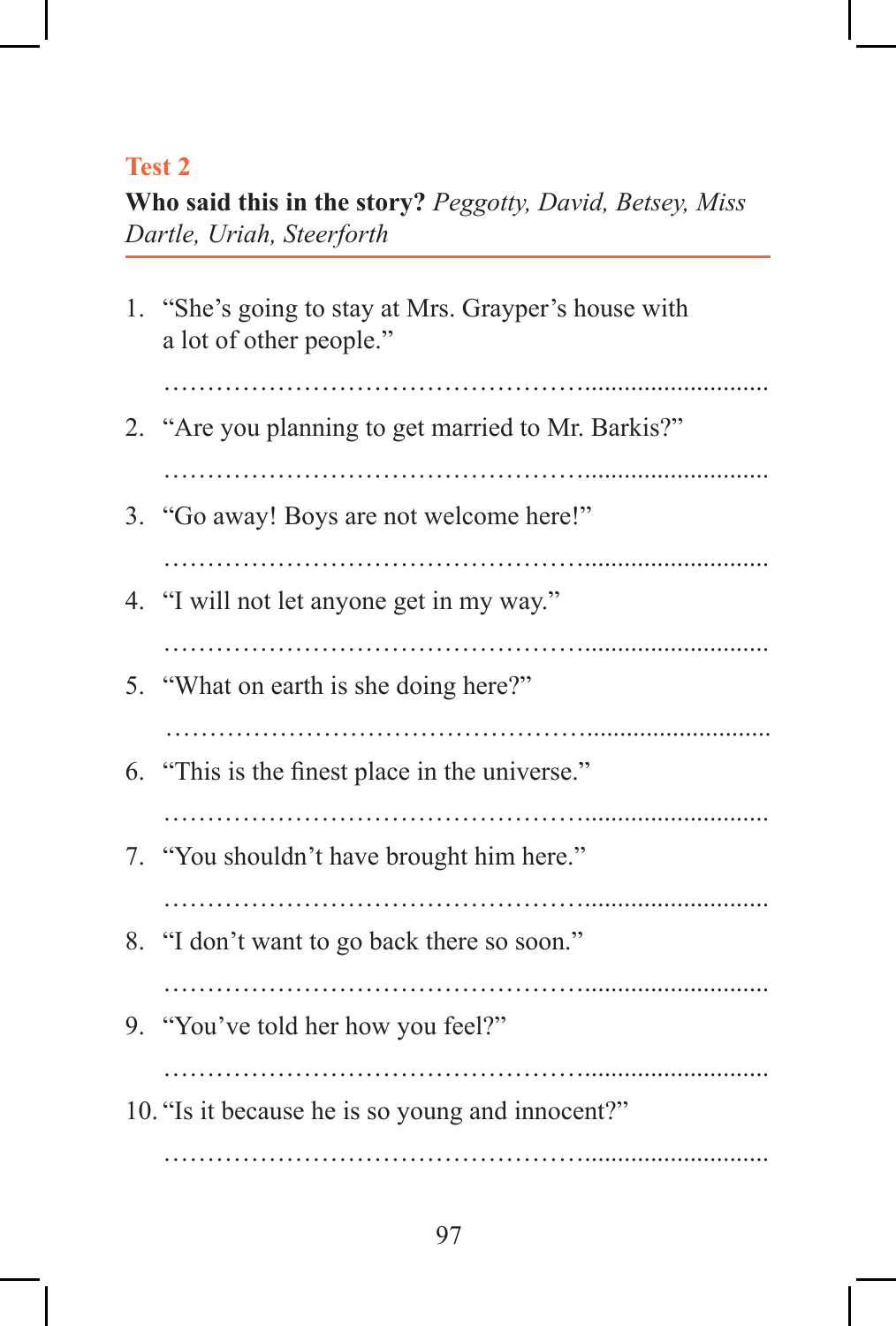## Test 2

**Who said this in the story?** *Peggotty, David, Betsey, Miss Dartle, Uriah, Steerforth*

1. "She's going to stay at Mrs. Grayper's house with a lot of other people."

   ……………………………………………………………

2. "Are you planning to get married to Mr. Barkis?"

   ……………………………………………………………

3. "Go away! Boys are not welcome here!"

   ……………………………………………………………

4. "I will not let anyone get in my way."

   ……………………………………………………………

5. "What on earth is she doing here?"

   ……………………………………………………………

6. "This is the finest place in the universe."

   ……………………………………………………………

7. "You shouldn't have brought him here."

   ……………………………………………………………

8. "I don't want to go back there so soon."

   ……………………………………………………………

9. "You've told her how you feel?"

   ……………………………………………………………

10. "Is it because he is so young and innocent?"

    ……………………………………………………………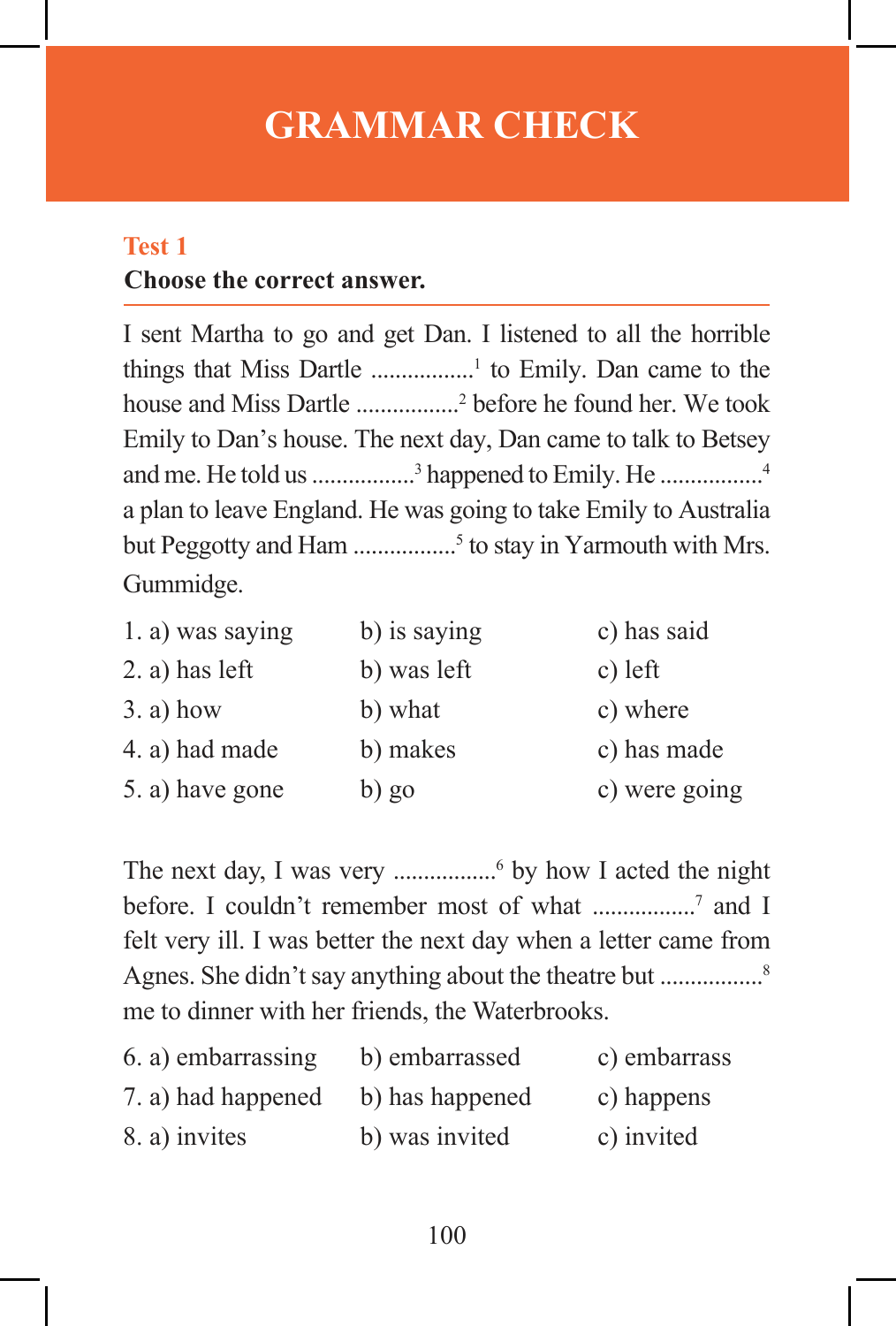# GRAMMAR CHECK

## Test 1

**Choose the correct answer.**

I sent Martha to go and get Dan. I listened to all the horrible things that Miss Dartle ................[1] to Emily. Dan came to the house and Miss Dartle ................[2] before he found her. We took Emily to Dan's house. The next day, Dan came to talk to Betsey and me. He told us ................[3] happened to Emily. He ................[4] a plan to leave England. He was going to take Emily to Australia but Peggotty and Ham ................[5] to stay in Yarmouth with Mrs. Gummidge.

| | | |
|---|---|---|
| 1. a) was saying | b) is saying | c) has said |
| 2. a) has left | b) was left | c) left |
| 3. a) how | b) what | c) where |
| 4. a) had made | b) makes | c) has made |
| 5. a) have gone | b) go | c) were going |

The next day, I was very ................[6] by how I acted the night before. I couldn't remember most of what ................[7] and I felt very ill. I was better the next day when a letter came from Agnes. She didn't say anything about the theatre but ................[8] me to dinner with her friends, the Waterbrooks.

| | | |
|---|---|---|
| 6. a) embarrassing | b) embarrassed | c) embarrass |
| 7. a) had happened | b) has happened | c) happens |
| 8. a) invites | b) was invited | c) invited |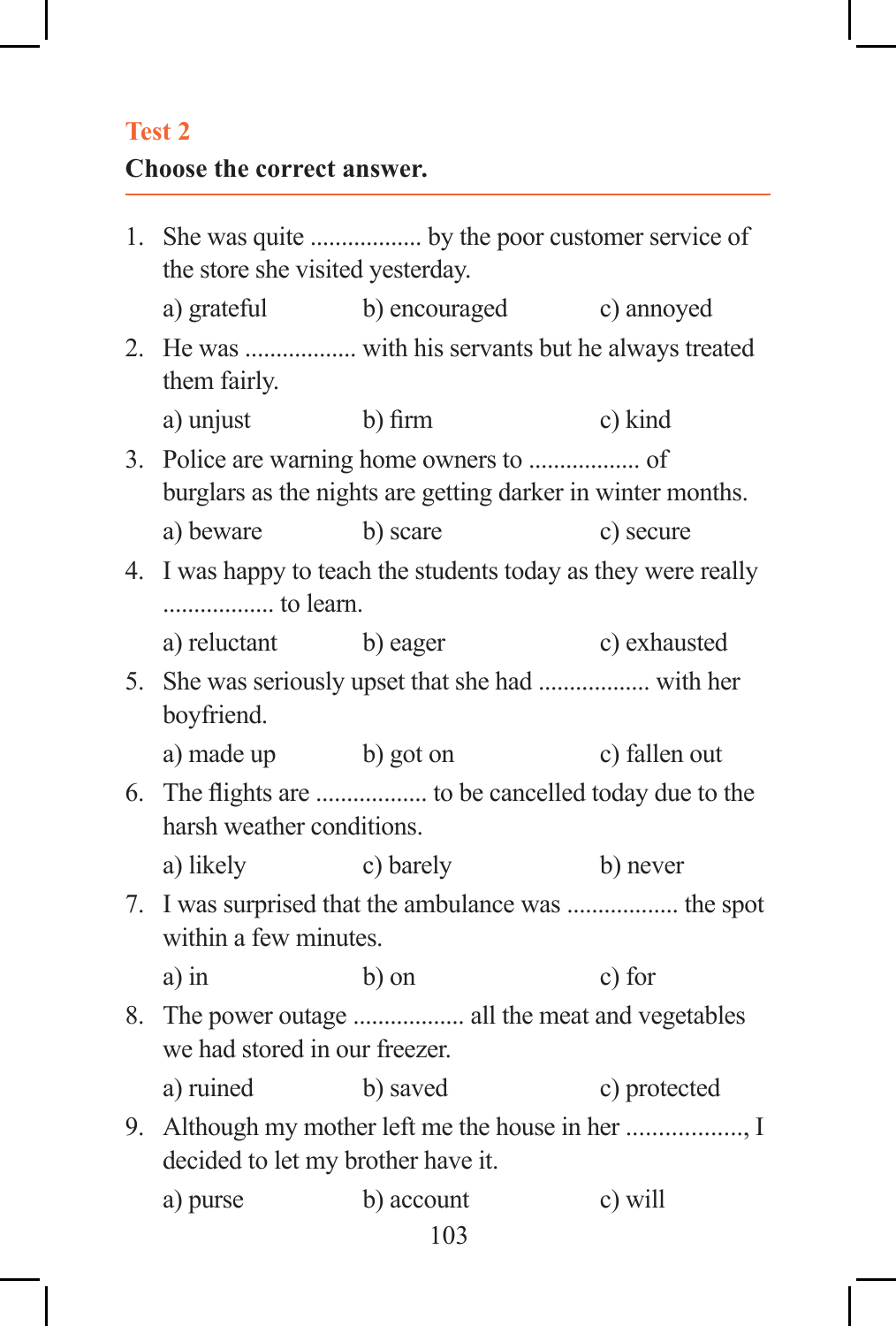### Test 2

**Choose the correct answer.**

1. She was quite .................. by the poor customer service of the store she visited yesterday.

   a) grateful   b) encouraged   c) annoyed

2. He was .................. with his servants but he always treated them fairly.

   a) unjust   b) firm   c) kind

3. Police are warning home owners to .................. of burglars as the nights are getting darker in winter months.

   a) beware   b) scare   c) secure

4. I was happy to teach the students today as they were really .................. to learn.

   a) reluctant   b) eager   c) exhausted

5. She was seriously upset that she had .................. with her boyfriend.

   a) made up   b) got on   c) fallen out

6. The flights are .................. to be cancelled today due to the harsh weather conditions.

   a) likely   c) barely   b) never

7. I was surprised that the ambulance was .................. the spot within a few minutes.

   a) in   b) on   c) for

8. The power outage .................. all the meat and vegetables we had stored in our freezer.

   a) ruined   b) saved   c) protected

9. Although my mother left me the house in her .................., I decided to let my brother have it.

   a) purse   b) account   c) will